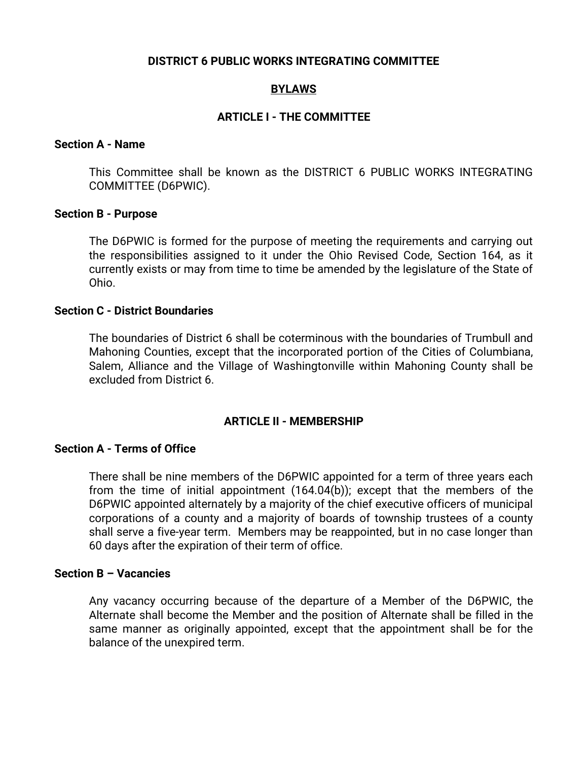# DISTRICT 6 PUBLIC WORKS INTEGRATING COMMITTEE

## BYLAWS

## ARTICLE I - THE COMMITTEE

**Section A - Name**

This Committee shall be known as the DISTRICT 6 PUBLIC WORKS INTEGRATING COMMITTEE (D6PWIC).

**Section B - Purpose**

The D6PWIC is formed for the purpose of meeting the requirements and carrying out the responsibilities assigned to it under the Ohio Revised Code, Section 164, as it currently exists or may from time to time be amended by the legislature of the State of Ohio.

**Section C - District Boundaries**

The boundaries of District 6 shall be coterminous with the boundaries of Trumbull and Mahoning Counties, except that the incorporated portion of the Cities of Columbiana, Salem, Alliance and the Village of Washingtonville within Mahoning County shall be excluded from District 6.

## ARTICLE II - MEMBERSHIP

**Section A - Terms of Office**

There shall be nine members of the D6PWIC appointed for a term of three years each from the time of initial appointment (164.04(b)); except that the members of the D6PWIC appointed alternately by a majority of the chief executive officers of municipal corporations of a county and a majority of boards of township trustees of a county shall serve a five-year term. Members may be reappointed, but in no case longer than 60 days after the expiration of their term of office.

**Section B – Vacancies**

Any vacancy occurring because of the departure of a Member of the D6PWIC, the Alternate shall become the Member and the position of Alternate shall be filled in the same manner as originally appointed, except that the appointment shall be for the balance of the unexpired term.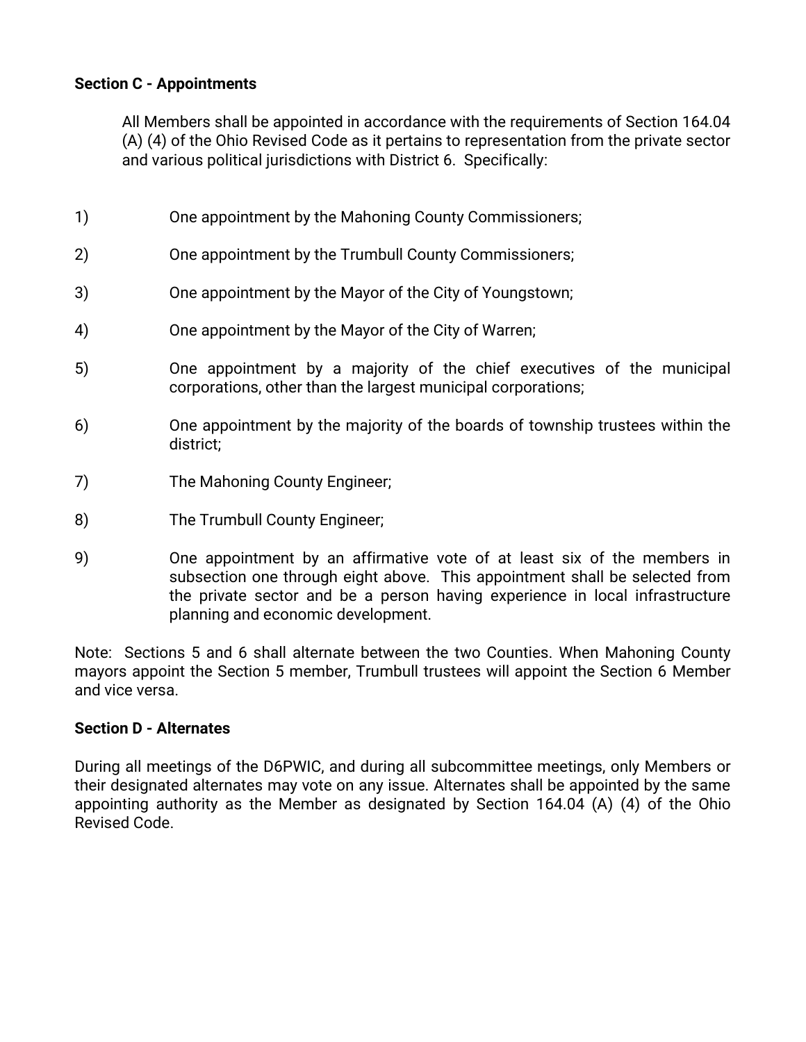**Section C - Appointments**

All Members shall be appointed in accordance with the requirements of Section 164.04 (A) (4) of the Ohio Revised Code as it pertains to representation from the private sector and various political jurisdictions with District 6. Specifically:

1) One appointment by the Mahoning County Commissioners;

2) One appointment by the Trumbull County Commissioners;

3) One appointment by the Mayor of the City of Youngstown;

4) One appointment by the Mayor of the City of Warren;

5) One appointment by a majority of the chief executives of the municipal corporations, other than the largest municipal corporations;

6) One appointment by the majority of the boards of township trustees within the district;

7) The Mahoning County Engineer;

8) The Trumbull County Engineer;

9) One appointment by an affirmative vote of at least six of the members in subsection one through eight above. This appointment shall be selected from the private sector and be a person having experience in local infrastructure planning and economic development.

Note: Sections 5 and 6 shall alternate between the two Counties. When Mahoning County mayors appoint the Section 5 member, Trumbull trustees will appoint the Section 6 Member and vice versa.

**Section D - Alternates**

During all meetings of the D6PWIC, and during all subcommittee meetings, only Members or their designated alternates may vote on any issue. Alternates shall be appointed by the same appointing authority as the Member as designated by Section 164.04 (A) (4) of the Ohio Revised Code.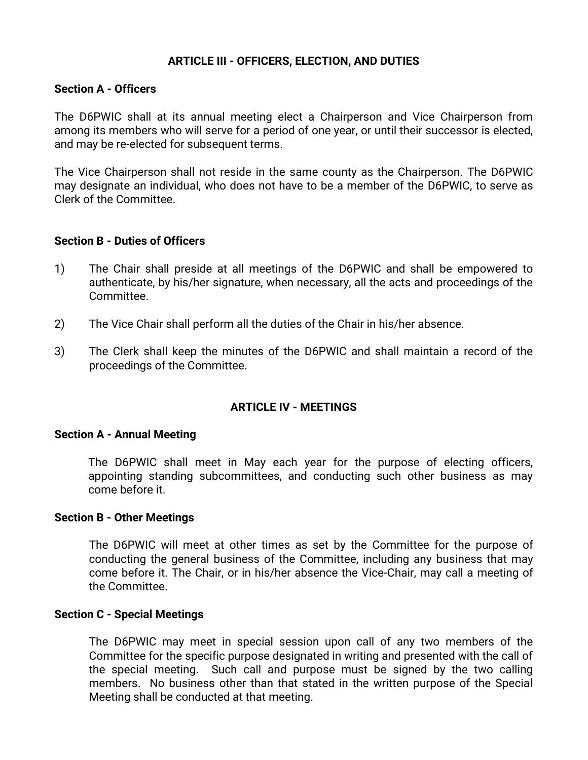## ARTICLE III - OFFICERS, ELECTION, AND DUTIES

### Section A - Officers

The D6PWIC shall at its annual meeting elect a Chairperson and Vice Chairperson from among its members who will serve for a period of one year, or until their successor is elected, and may be re-elected for subsequent terms.

The Vice Chairperson shall not reside in the same county as the Chairperson. The D6PWIC may designate an individual, who does not have to be a member of the D6PWIC, to serve as Clerk of the Committee.

### Section B - Duties of Officers

1) The Chair shall preside at all meetings of the D6PWIC and shall be empowered to authenticate, by his/her signature, when necessary, all the acts and proceedings of the Committee.

2) The Vice Chair shall perform all the duties of the Chair in his/her absence.

3) The Clerk shall keep the minutes of the D6PWIC and shall maintain a record of the proceedings of the Committee.

## ARTICLE IV - MEETINGS

### Section A - Annual Meeting

The D6PWIC shall meet in May each year for the purpose of electing officers, appointing standing subcommittees, and conducting such other business as may come before it.

### Section B - Other Meetings

The D6PWIC will meet at other times as set by the Committee for the purpose of conducting the general business of the Committee, including any business that may come before it. The Chair, or in his/her absence the Vice-Chair, may call a meeting of the Committee.

### Section C - Special Meetings

The D6PWIC may meet in special session upon call of any two members of the Committee for the specific purpose designated in writing and presented with the call of the special meeting. Such call and purpose must be signed by the two calling members. No business other than that stated in the written purpose of the Special Meeting shall be conducted at that meeting.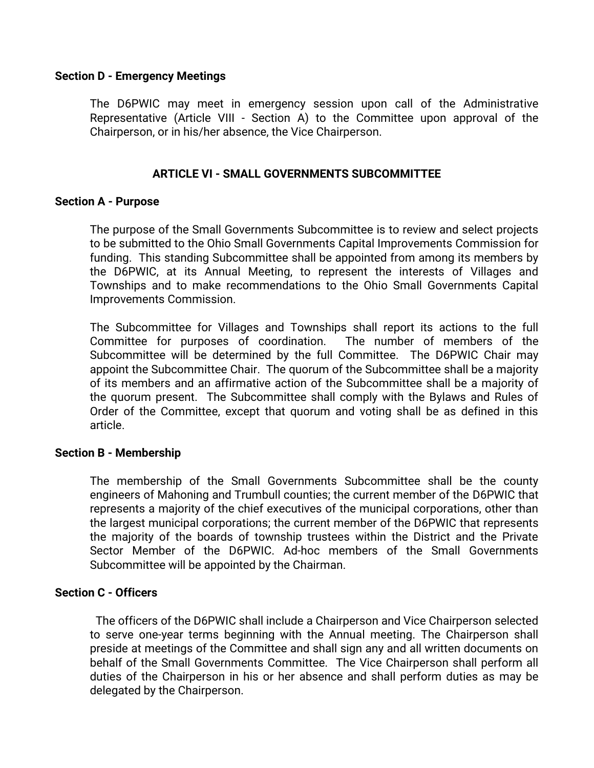**Section D - Emergency Meetings**

The D6PWIC may meet in emergency session upon call of the Administrative Representative (Article VIII - Section A) to the Committee upon approval of the Chairperson, or in his/her absence, the Vice Chairperson.

## ARTICLE VI - SMALL GOVERNMENTS SUBCOMMITTEE

**Section A - Purpose**

The purpose of the Small Governments Subcommittee is to review and select projects to be submitted to the Ohio Small Governments Capital Improvements Commission for funding. This standing Subcommittee shall be appointed from among its members by the D6PWIC, at its Annual Meeting, to represent the interests of Villages and Townships and to make recommendations to the Ohio Small Governments Capital Improvements Commission.

The Subcommittee for Villages and Townships shall report its actions to the full Committee for purposes of coordination. The number of members of the Subcommittee will be determined by the full Committee. The D6PWIC Chair may appoint the Subcommittee Chair. The quorum of the Subcommittee shall be a majority of its members and an affirmative action of the Subcommittee shall be a majority of the quorum present. The Subcommittee shall comply with the Bylaws and Rules of Order of the Committee, except that quorum and voting shall be as defined in this article.

**Section B - Membership**

The membership of the Small Governments Subcommittee shall be the county engineers of Mahoning and Trumbull counties; the current member of the D6PWIC that represents a majority of the chief executives of the municipal corporations, other than the largest municipal corporations; the current member of the D6PWIC that represents the majority of the boards of township trustees within the District and the Private Sector Member of the D6PWIC. Ad-hoc members of the Small Governments Subcommittee will be appointed by the Chairman.

**Section C - Officers**

The officers of the D6PWIC shall include a Chairperson and Vice Chairperson selected to serve one-year terms beginning with the Annual meeting. The Chairperson shall preside at meetings of the Committee and shall sign any and all written documents on behalf of the Small Governments Committee. The Vice Chairperson shall perform all duties of the Chairperson in his or her absence and shall perform duties as may be delegated by the Chairperson.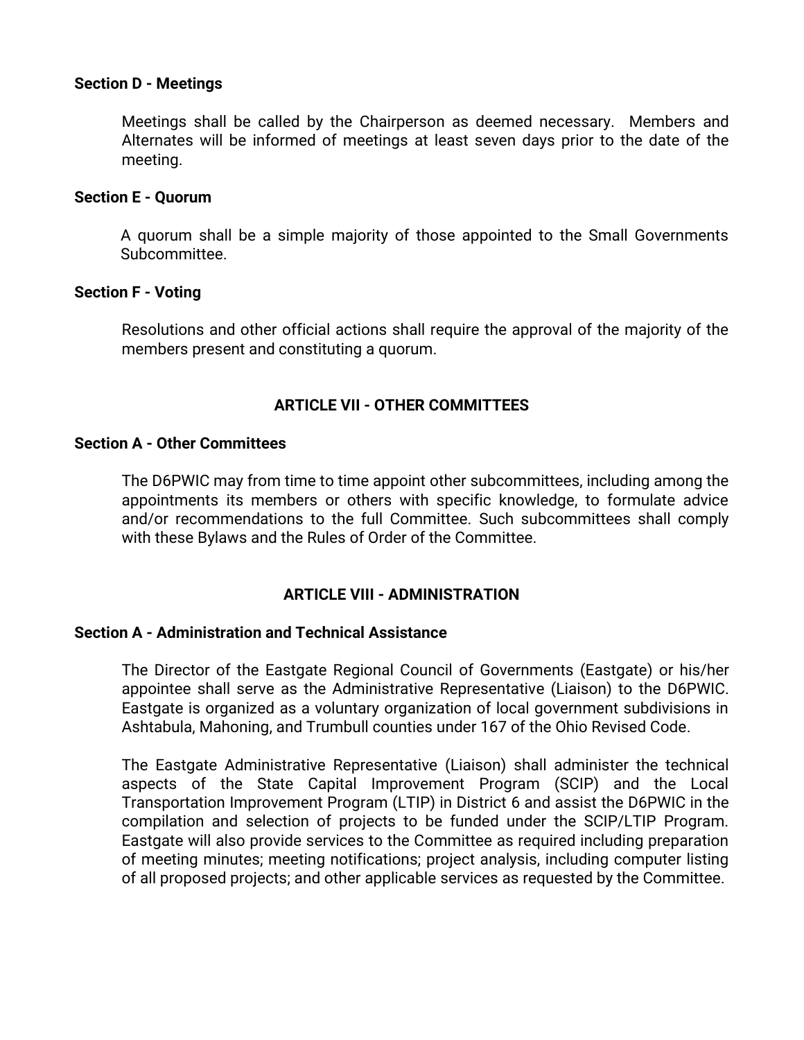**Section D - Meetings**

Meetings shall be called by the Chairperson as deemed necessary. Members and Alternates will be informed of meetings at least seven days prior to the date of the meeting.

**Section E - Quorum**

A quorum shall be a simple majority of those appointed to the Small Governments Subcommittee.

**Section F - Voting**

Resolutions and other official actions shall require the approval of the majority of the members present and constituting a quorum.

## ARTICLE VII - OTHER COMMITTEES

**Section A - Other Committees**

The D6PWIC may from time to time appoint other subcommittees, including among the appointments its members or others with specific knowledge, to formulate advice and/or recommendations to the full Committee. Such subcommittees shall comply with these Bylaws and the Rules of Order of the Committee.

## ARTICLE VIII - ADMINISTRATION

**Section A - Administration and Technical Assistance**

The Director of the Eastgate Regional Council of Governments (Eastgate) or his/her appointee shall serve as the Administrative Representative (Liaison) to the D6PWIC. Eastgate is organized as a voluntary organization of local government subdivisions in Ashtabula, Mahoning, and Trumbull counties under 167 of the Ohio Revised Code.

The Eastgate Administrative Representative (Liaison) shall administer the technical aspects of the State Capital Improvement Program (SCIP) and the Local Transportation Improvement Program (LTIP) in District 6 and assist the D6PWIC in the compilation and selection of projects to be funded under the SCIP/LTIP Program. Eastgate will also provide services to the Committee as required including preparation of meeting minutes; meeting notifications; project analysis, including computer listing of all proposed projects; and other applicable services as requested by the Committee.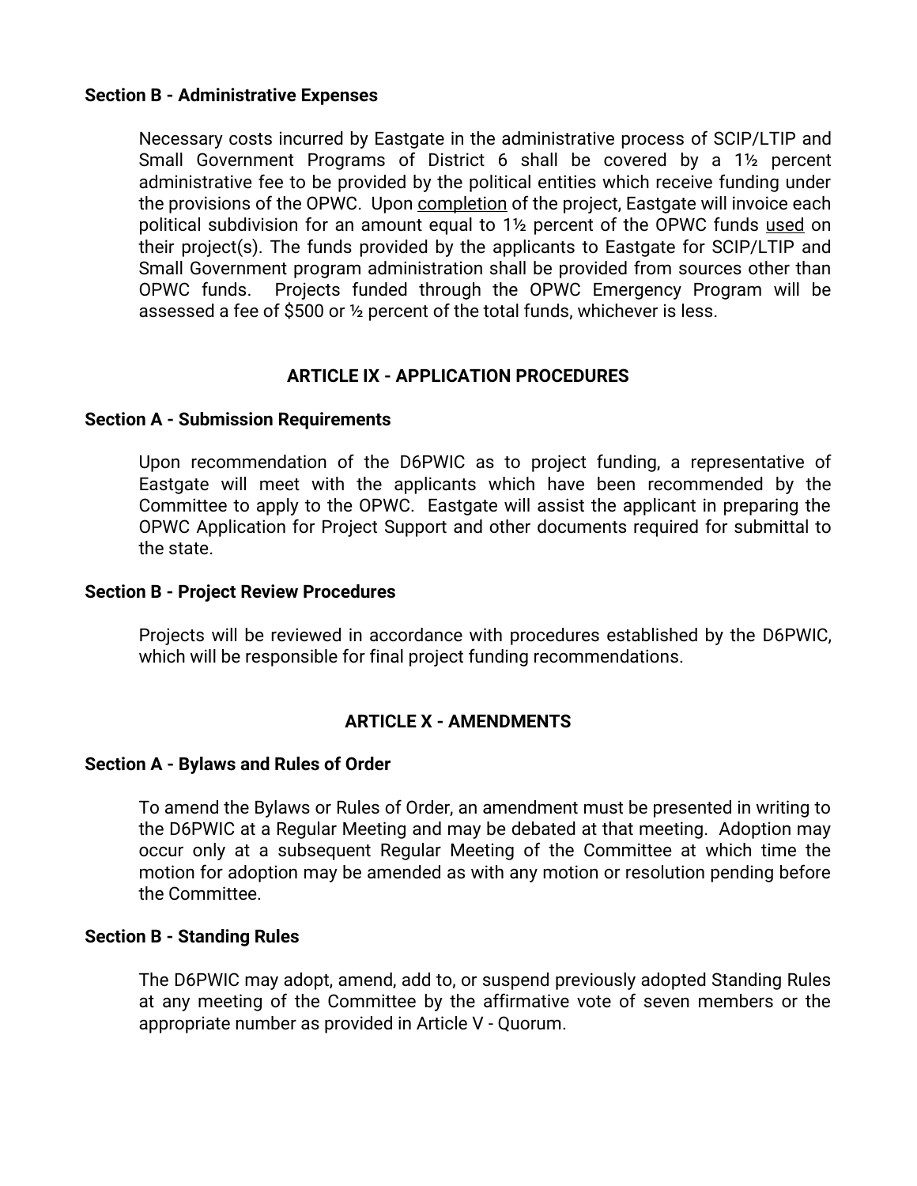**Section B - Administrative Expenses**

Necessary costs incurred by Eastgate in the administrative process of SCIP/LTIP and Small Government Programs of District 6 shall be covered by a 1½ percent administrative fee to be provided by the political entities which receive funding under the provisions of the OPWC. Upon <u>completion</u> of the project, Eastgate will invoice each political subdivision for an amount equal to 1½ percent of the OPWC funds <u>used</u> on their project(s). The funds provided by the applicants to Eastgate for SCIP/LTIP and Small Government program administration shall be provided from sources other than OPWC funds. Projects funded through the OPWC Emergency Program will be assessed a fee of $500 or ½ percent of the total funds, whichever is less.

## ARTICLE IX - APPLICATION PROCEDURES

**Section A - Submission Requirements**

Upon recommendation of the D6PWIC as to project funding, a representative of Eastgate will meet with the applicants which have been recommended by the Committee to apply to the OPWC. Eastgate will assist the applicant in preparing the OPWC Application for Project Support and other documents required for submittal to the state.

**Section B - Project Review Procedures**

Projects will be reviewed in accordance with procedures established by the D6PWIC, which will be responsible for final project funding recommendations.

## ARTICLE X - AMENDMENTS

**Section A - Bylaws and Rules of Order**

To amend the Bylaws or Rules of Order, an amendment must be presented in writing to the D6PWIC at a Regular Meeting and may be debated at that meeting. Adoption may occur only at a subsequent Regular Meeting of the Committee at which time the motion for adoption may be amended as with any motion or resolution pending before the Committee.

**Section B - Standing Rules**

The D6PWIC may adopt, amend, add to, or suspend previously adopted Standing Rules at any meeting of the Committee by the affirmative vote of seven members or the appropriate number as provided in Article V - Quorum.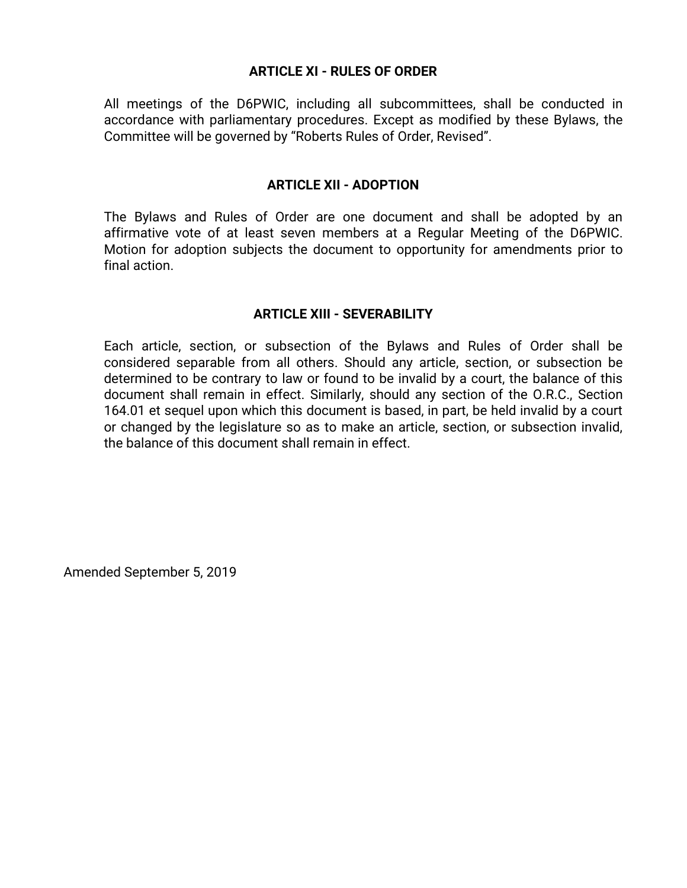## ARTICLE XI - RULES OF ORDER

All meetings of the D6PWIC, including all subcommittees, shall be conducted in accordance with parliamentary procedures. Except as modified by these Bylaws, the Committee will be governed by "Roberts Rules of Order, Revised".

## ARTICLE XII - ADOPTION

The Bylaws and Rules of Order are one document and shall be adopted by an affirmative vote of at least seven members at a Regular Meeting of the D6PWIC. Motion for adoption subjects the document to opportunity for amendments prior to final action.

## ARTICLE XIII - SEVERABILITY

Each article, section, or subsection of the Bylaws and Rules of Order shall be considered separable from all others. Should any article, section, or subsection be determined to be contrary to law or found to be invalid by a court, the balance of this document shall remain in effect. Similarly, should any section of the O.R.C., Section 164.01 et sequel upon which this document is based, in part, be held invalid by a court or changed by the legislature so as to make an article, section, or subsection invalid, the balance of this document shall remain in effect.

Amended September 5, 2019